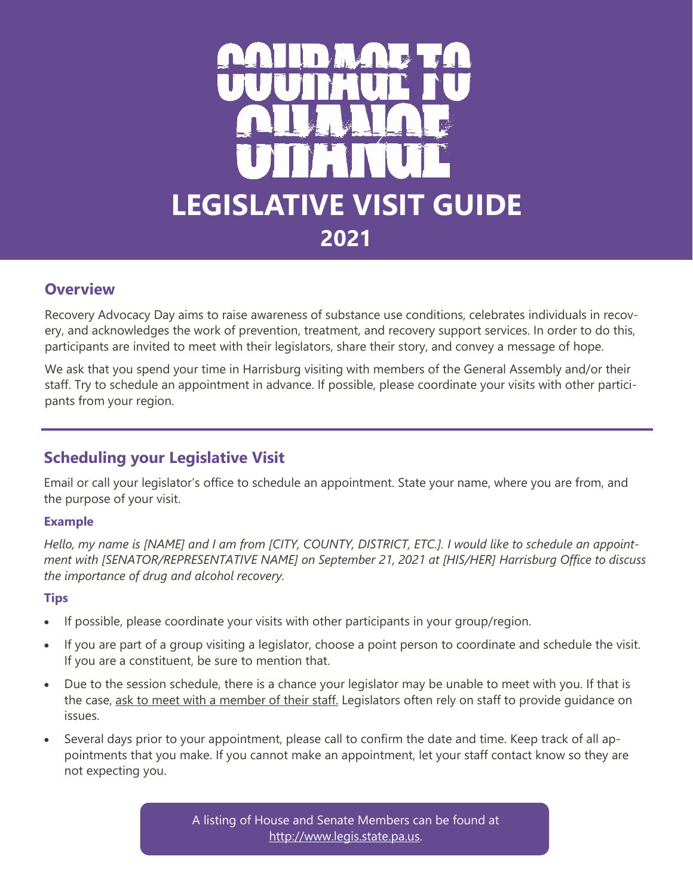# COURAGE TO CHANGE

# LEGISLATIVE VISIT GUIDE

## 2021

## Overview

Recovery Advocacy Day aims to raise awareness of substance use conditions, celebrates individuals in recovery, and acknowledges the work of prevention, treatment, and recovery support services. In order to do this, participants are invited to meet with their legislators, share their story, and convey a message of hope.

We ask that you spend your time in Harrisburg visiting with members of the General Assembly and/or their staff. Try to schedule an appointment in advance. If possible, please coordinate your visits with other participants from your region.

## Scheduling your Legislative Visit

Email or call your legislator's office to schedule an appointment. State your name, where you are from, and the purpose of your visit.

### Example

*Hello, my name is [NAME] and I am from [CITY, COUNTY, DISTRICT, ETC.]. I would like to schedule an appointment with [SENATOR/REPRESENTATIVE NAME] on September 21, 2021 at [HIS/HER] Harrisburg Office to discuss the importance of drug and alcohol recovery.*

### Tips

- If possible, please coordinate your visits with other participants in your group/region.
- If you are part of a group visiting a legislator, choose a point person to coordinate and schedule the visit. If you are a constituent, be sure to mention that.
- Due to the session schedule, there is a chance your legislator may be unable to meet with you. If that is the case, ask to meet with a member of their staff. Legislators often rely on staff to provide guidance on issues.
- Several days prior to your appointment, please call to confirm the date and time. Keep track of all appointments that you make. If you cannot make an appointment, let your staff contact know so they are not expecting you.

A listing of House and Senate Members can be found at http://www.legis.state.pa.us.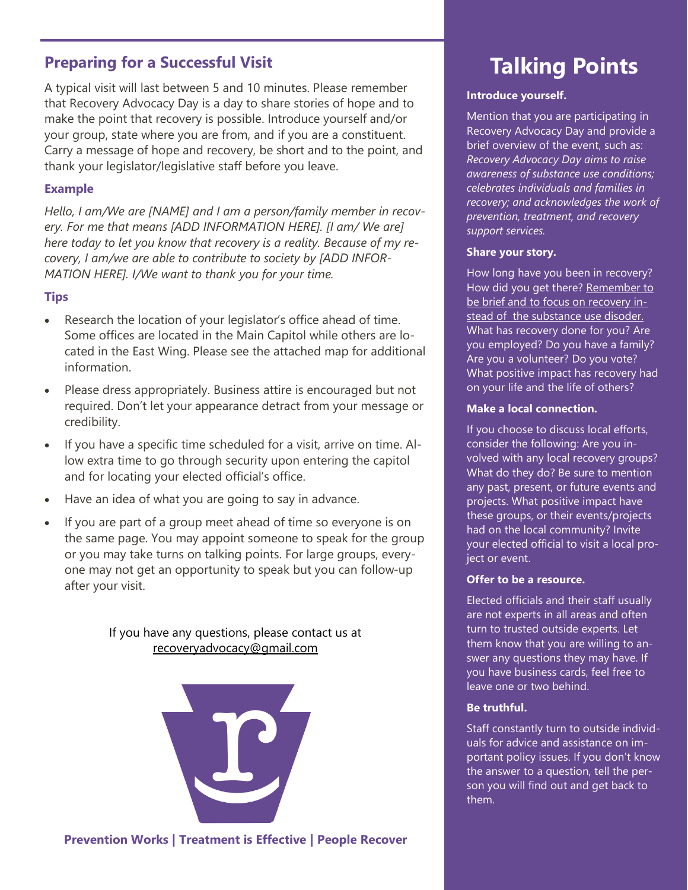## Preparing for a Successful Visit

A typical visit will last between 5 and 10 minutes. Please remember that Recovery Advocacy Day is a day to share stories of hope and to make the point that recovery is possible. Introduce yourself and/or your group, state where you are from, and if you are a constituent. Carry a message of hope and recovery, be short and to the point, and thank your legislator/legislative staff before you leave.

### Example

*Hello, I am/We are [NAME] and I am a person/family member in recovery. For me that means [ADD INFORMATION HERE]. [I am/ We are] here today to let you know that recovery is a reality. Because of my recovery, I am/we are able to contribute to society by [ADD INFORMATION HERE]. I/We want to thank you for your time.*

### Tips

- Research the location of your legislator's office ahead of time. Some offices are located in the Main Capitol while others are located in the East Wing. Please see the attached map for additional information.
- Please dress appropriately. Business attire is encouraged but not required. Don't let your appearance detract from your message or credibility.
- If you have a specific time scheduled for a visit, arrive on time. Allow extra time to go through security upon entering the capitol and for locating your elected official's office.
- Have an idea of what you are going to say in advance.
- If you are part of a group meet ahead of time so everyone is on the same page. You may appoint someone to speak for the group or you may take turns on talking points. For large groups, everyone may not get an opportunity to speak but you can follow-up after your visit.

If you have any questions, please contact us at recoveryadvocacy@gmail.com

**Prevention Works | Treatment is Effective | People Recover**

# Talking Points

**Introduce yourself.**

Mention that you are participating in Recovery Advocacy Day and provide a brief overview of the event, such as: *Recovery Advocacy Day aims to raise awareness of substance use conditions; celebrates individuals and families in recovery; and acknowledges the work of prevention, treatment, and recovery support services.*

**Share your story.**

How long have you been in recovery? How did you get there? Remember to be brief and to focus on recovery instead of the substance use disoder. What has recovery done for you? Are you employed? Do you have a family? Are you a volunteer? Do you vote? What positive impact has recovery had on your life and the life of others?

**Make a local connection.**

If you choose to discuss local efforts, consider the following: Are you involved with any local recovery groups? What do they do? Be sure to mention any past, present, or future events and projects. What positive impact have these groups, or their events/projects had on the local community? Invite your elected official to visit a local project or event.

**Offer to be a resource.**

Elected officials and their staff usually are not experts in all areas and often turn to trusted outside experts. Let them know that you are willing to answer any questions they may have. If you have business cards, feel free to leave one or two behind.

**Be truthful.**

Staff constantly turn to outside individuals for advice and assistance on important policy issues. If you don't know the answer to a question, tell the person you will find out and get back to them.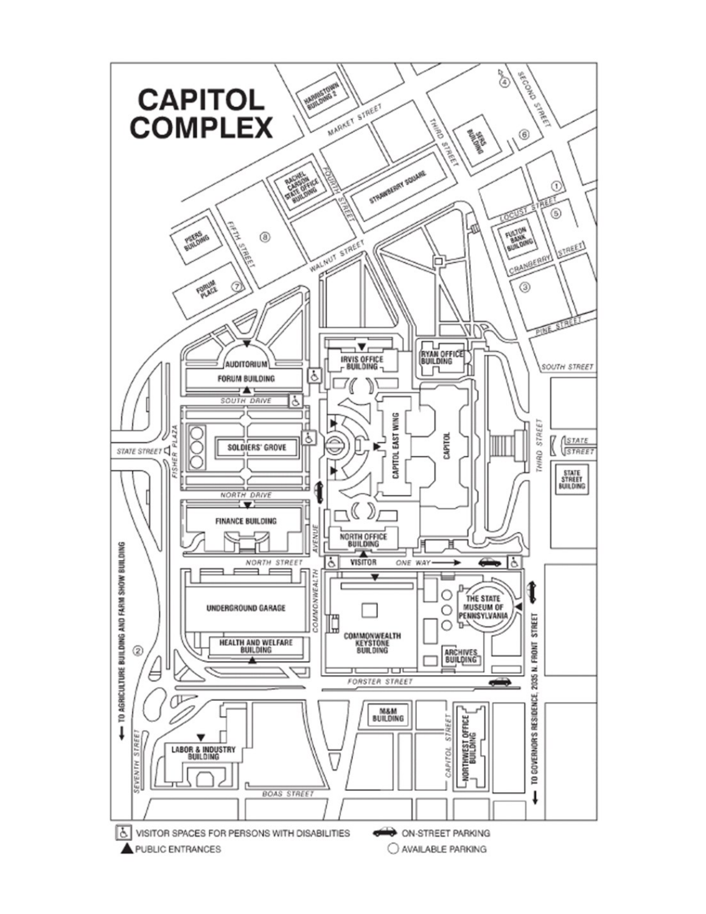# CAPITOL COMPLEX

HARRISTOWN BUILDING 2

MARKET STREET

SERS BUILDING

SECOND STREET

THIRD STREET

RACHEL CARSON STATE OFFICE BUILDING

FOURTH STREET

STRAWBERRY SQUARE

LOCUST STREET

PSERS BUILDING

FIFTH STREET

FULTON BANK BUILDING

CRANBERRY STREET

WALNUT STREET

FORUM PLACE

PINE STREET

SOUTH STREET

AUDITORIUM

FORUM BUILDING

IRVIS OFFICE BUILDING

RYAN OFFICE BUILDING

SOUTH DRIVE

STATE STREET

FISHER PLAZA

SOLDIERS' GROVE

CAPITOL EAST WING

CAPITOL

STATE STREET

STATE STREET BUILDING

NORTH DRIVE

FINANCE BUILDING

COMMONWEALTH AVENUE

NORTH OFFICE BUILDING

NORTH STREET

VISITOR

ONE WAY

UNDERGROUND GARAGE

COMMONWEALTH KEYSTONE BUILDING

THE STATE MUSEUM OF PENNSYLVANIA

HEALTH AND WELFARE BUILDING

ARCHIVES BUILDING

FORSTER STREET

TO AGRICULTURE BUILDING AND FARM SHOW BUILDING

TO GOVERNOR'S RESIDENCE, 2035 N. FRONT STREET

M&M BUILDING

SEVENTH STREET

LABOR & INDUSTRY BUILDING

CAPITOL STREET

NORTHWEST OFFICE BUILDING

BOAS STREET

- VISITOR SPACES FOR PERSONS WITH DISABILITIES
- PUBLIC ENTRANCES
- ON-STREET PARKING
- AVAILABLE PARKING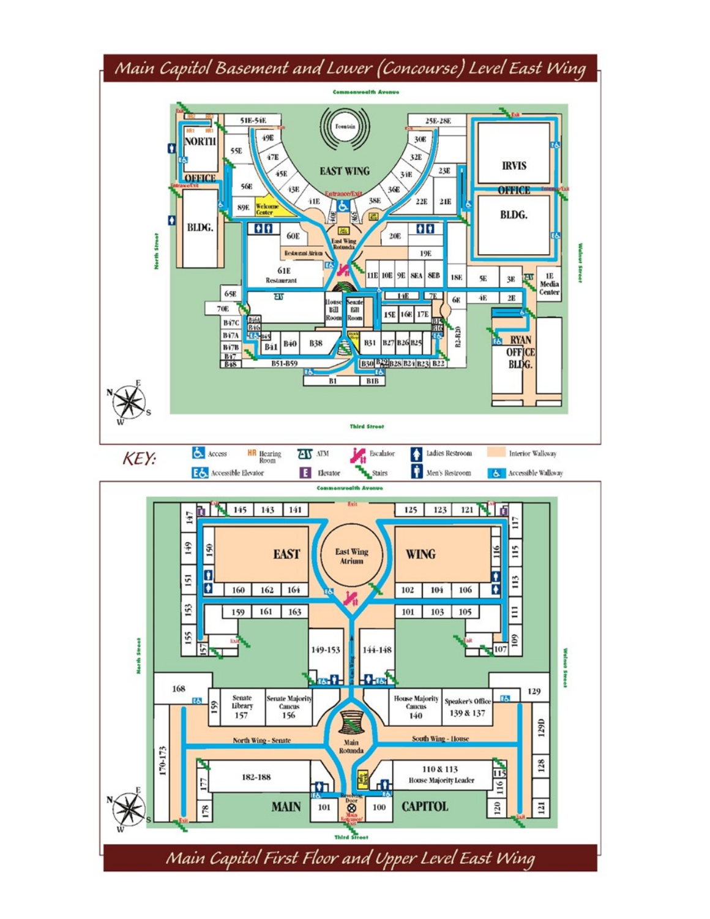# Main Capitol Basement and Lower (Concourse) Level East Wing

Commonwealth Avenue

North Street

Walnut Street

Third Street

NORTH OFFICE BLDG.

EAST WING

IRVIS OFFICE BLDG.

RYAN OFFICE BLDG.

Fountain

Welcome Center

East Wing Rotunda

Restaurant Atrium

61E Restaurant

House Bill Room

Senate Bill Room

Media Center

Entrance/Exit

Exit

51E-54E, 49E, 47E, 45E, 43E, 41E, 40E, 39E, 38E, 36E, 34E, 32E, 30E, 25E-28E, 23E, 22E, 21E, 20E, 19E, 55E, 56E, 89E, 60E, 65E, 70E, 11E, 10E, 9E, 8EA, 8EB, 18E, 5E, 3E, 1E, 14E, 7E, 6E, 4E, 2E, 15E, 16E, 17E, B47C, B47A, B47B, B47, B48, B46A, B46, B45, B41, B40, B38, B31, B27, B26, B25, B51-B59, B30, B29, B28, B24, B23, B22, B1, B1B, B2-B20

## KEY:

- Access
- HR Hearing Room
- ATM
- Escalator
- Ladies Restroom
- Interior Walkway
- Accessible Elevator
- E Elevator
- Stairs
- Men's Restroom
- Accessible Walkway

Commonwealth Avenue

North Street

Walnut Street

Third Street

EAST WING

East Wing Atrium

MAIN CAPITOL

Main Rotunda

North Wing - Senate

South Wing - House

Senate Library 157

Senate Majority Caucus 156

House Majority Caucus 140

Speaker's Office 139 & 137

110 & 113 House Majority Leader

Revolving Door

Main Entrance/Exit

Exit

145, 143, 141, 125, 123, 121, 147, 149, 151, 153, 155, 157, 150, 160, 162, 164, 159, 161, 163, 102, 104, 106, 101, 103, 105, 116, 117, 115, 113, 111, 109, 107, 149-153, 144-148, 168, 159, 170-173, 177, 178, 182-188, 101, 100, 129, 129D, 128, 121, 115, 116, 120

# Main Capitol First Floor and Upper Level East Wing